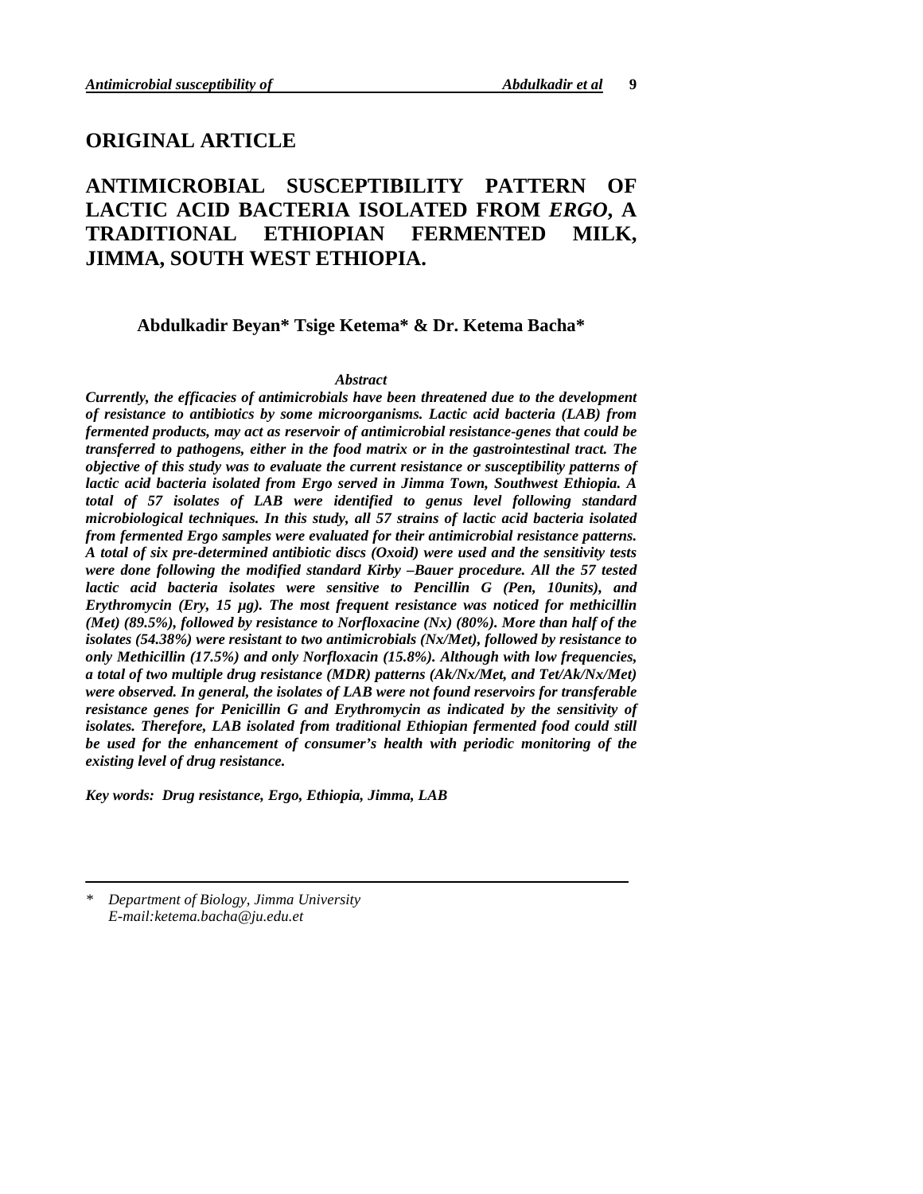## ORIGINAL ARTICLE

# ANTIMICROBIAL SUSCEPTIBILITY PATTERN OF LACTIC ACID BACTERIA ISOLATED FROM *ERGO*, A TRADITIONAL ETHIOPIAN FERMENTED MILK, JIMMA, SOUTH WEST ETHIOPIA.

**Abdulkadir Beyan\* Tsige Ketema\* & Dr. Ketema Bacha\***

### *Abstract*

***Currently, the efficacies of antimicrobials have been threatened due to the development of resistance to antibiotics by some microorganisms. Lactic acid bacteria (LAB) from fermented products, may act as reservoir of antimicrobial resistance-genes that could be transferred to pathogens, either in the food matrix or in the gastrointestinal tract. The objective of this study was to evaluate the current resistance or susceptibility patterns of lactic acid bacteria isolated from Ergo served in Jimma Town, Southwest Ethiopia. A total of 57 isolates of LAB were identified to genus level following standard microbiological techniques. In this study, all 57 strains of lactic acid bacteria isolated from fermented Ergo samples were evaluated for their antimicrobial resistance patterns. A total of six pre-determined antibiotic discs (Oxoid) were used and the sensitivity tests were done following the modified standard Kirby –Bauer procedure. All the 57 tested lactic acid bacteria isolates were sensitive to Pencillin G (Pen, 10units), and Erythromycin (Ery, 15 µg). The most frequent resistance was noticed for methicillin (Met) (89.5%), followed by resistance to Norfloxacine (Nx) (80%). More than half of the isolates (54.38%) were resistant to two antimicrobials (Nx/Met), followed by resistance to only Methicillin (17.5%) and only Norfloxacin (15.8%). Although with low frequencies, a total of two multiple drug resistance (MDR) patterns (Ak/Nx/Met, and Tet/Ak/Nx/Met) were observed. In general, the isolates of LAB were not found reservoirs for transferable resistance genes for Penicillin G and Erythromycin as indicated by the sensitivity of isolates. Therefore, LAB isolated from traditional Ethiopian fermented food could still be used for the enhancement of consumer's health with periodic monitoring of the existing level of drug resistance.***

***Key words: Drug resistance, Ergo, Ethiopia, Jimma, LAB***

---

\* *Department of Biology, Jimma University*
*E-mail:ketema.bacha@ju.edu.et*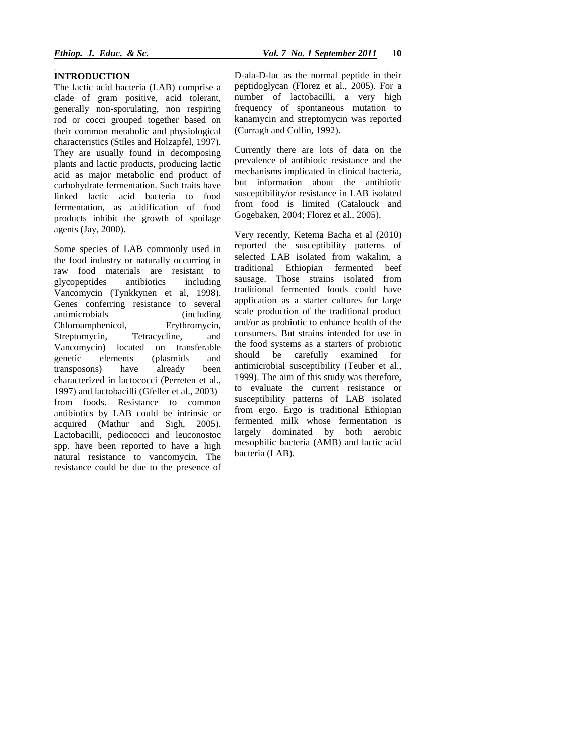## INTRODUCTION

The lactic acid bacteria (LAB) comprise a clade of gram positive, acid tolerant, generally non-sporulating, non respiring rod or cocci grouped together based on their common metabolic and physiological characteristics (Stiles and Holzapfel, 1997). They are usually found in decomposing plants and lactic products, producing lactic acid as major metabolic end product of carbohydrate fermentation. Such traits have linked lactic acid bacteria to food fermentation, as acidification of food products inhibit the growth of spoilage agents (Jay, 2000).

Some species of LAB commonly used in the food industry or naturally occurring in raw food materials are resistant to glycopeptides antibiotics including Vancomycin (Tynkkynen et al, 1998). Genes conferring resistance to several antimicrobials (including Chloroamphenicol, Erythromycin, Streptomycin, Tetracycline, and Vancomycin) located on transferable genetic elements (plasmids and transposons) have already been characterized in lactococci (Perreten et al., 1997) and lactobacilli (Gfeller et al., 2003) from foods. Resistance to common antibiotics by LAB could be intrinsic or acquired (Mathur and Sigh, 2005). Lactobacilli, pediococci and leuconostoc spp. have been reported to have a high natural resistance to vancomycin. The resistance could be due to the presence of D-ala-D-lac as the normal peptide in their peptidoglycan (Florez et al., 2005). For a number of lactobacilli, a very high frequency of spontaneous mutation to kanamycin and streptomycin was reported (Curragh and Collin, 1992).

Currently there are lots of data on the prevalence of antibiotic resistance and the mechanisms implicated in clinical bacteria, but information about the antibiotic susceptibility/or resistance in LAB isolated from food is limited (Catalouck and Gogebaken, 2004; Florez et al., 2005).

Very recently, Ketema Bacha et al (2010) reported the susceptibility patterns of selected LAB isolated from wakalim, a traditional Ethiopian fermented beef sausage. Those strains isolated from traditional fermented foods could have application as a starter cultures for large scale production of the traditional product and/or as probiotic to enhance health of the consumers. But strains intended for use in the food systems as a starters of probiotic should be carefully examined for antimicrobial susceptibility (Teuber et al., 1999). The aim of this study was therefore, to evaluate the current resistance or susceptibility patterns of LAB isolated from ergo. Ergo is traditional Ethiopian fermented milk whose fermentation is largely dominated by both aerobic mesophilic bacteria (AMB) and lactic acid bacteria (LAB).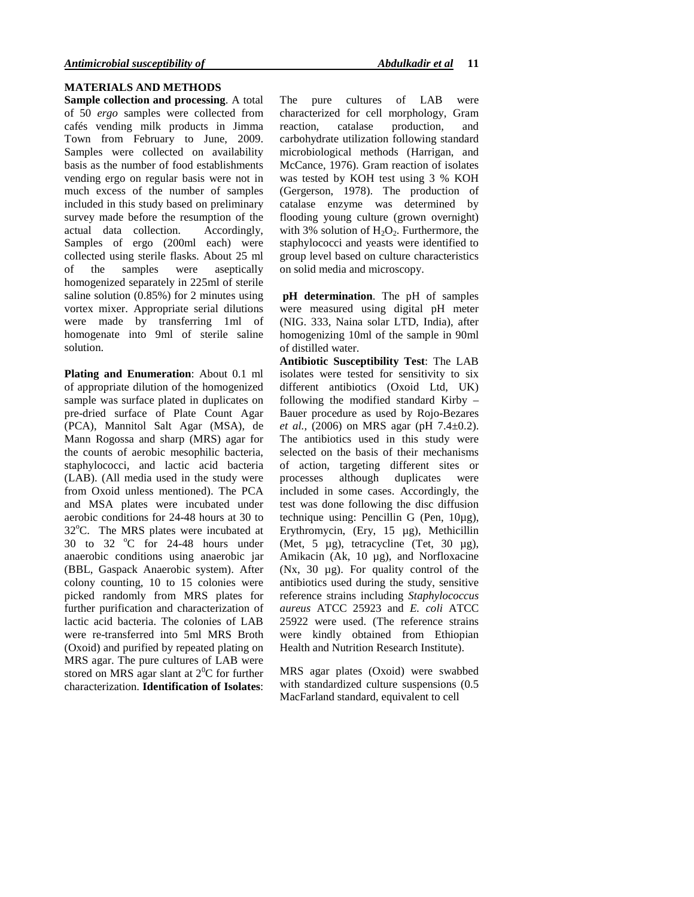## MATERIALS AND METHODS

**Sample collection and processing**. A total of 50 *ergo* samples were collected from cafés vending milk products in Jimma Town from February to June, 2009. Samples were collected on availability basis as the number of food establishments vending ergo on regular basis were not in much excess of the number of samples included in this study based on preliminary survey made before the resumption of the actual data collection. Accordingly, Samples of ergo (200ml each) were collected using sterile flasks. About 25 ml of the samples were aseptically homogenized separately in 225ml of sterile saline solution (0.85%) for 2 minutes using vortex mixer. Appropriate serial dilutions were made by transferring 1ml of homogenate into 9ml of sterile saline solution.

**Plating and Enumeration**: About 0.1 ml of appropriate dilution of the homogenized sample was surface plated in duplicates on pre-dried surface of Plate Count Agar (PCA), Mannitol Salt Agar (MSA), de Mann Rogossa and sharp (MRS) agar for the counts of aerobic mesophilic bacteria, staphylococci, and lactic acid bacteria (LAB). (All media used in the study were from Oxoid unless mentioned). The PCA and MSA plates were incubated under aerobic conditions for 24-48 hours at 30 to 32$^{o}$C. The MRS plates were incubated at 30 to 32 $^{o}$C for 24-48 hours under anaerobic conditions using anaerobic jar (BBL, Gaspack Anaerobic system). After colony counting, 10 to 15 colonies were picked randomly from MRS plates for further purification and characterization of lactic acid bacteria. The colonies of LAB were re-transferred into 5ml MRS Broth (Oxoid) and purified by repeated plating on MRS agar. The pure cultures of LAB were stored on MRS agar slant at 2$^{0}$C for further characterization. **Identification of Isolates**: The pure cultures of LAB were characterized for cell morphology, Gram reaction, catalase production, and carbohydrate utilization following standard microbiological methods (Harrigan, and McCance, 1976). Gram reaction of isolates was tested by KOH test using 3 % KOH (Gergerson, 1978). The production of catalase enzyme was determined by flooding young culture (grown overnight) with 3% solution of $H_2O_2$. Furthermore, the staphylococci and yeasts were identified to group level based on culture characteristics on solid media and microscopy.

**pH determination**. The pH of samples were measured using digital pH meter (NIG. 333, Naina solar LTD, India), after homogenizing 10ml of the sample in 90ml of distilled water.

**Antibiotic Susceptibility Test**: The LAB isolates were tested for sensitivity to six different antibiotics (Oxoid Ltd, UK) following the modified standard Kirby – Bauer procedure as used by Rojo-Bezares *et al.,* (2006) on MRS agar (pH 7.4±0.2). The antibiotics used in this study were selected on the basis of their mechanisms of action, targeting different sites or processes although duplicates were included in some cases. Accordingly, the test was done following the disc diffusion technique using: Pencillin G (Pen, 10µg), Erythromycin, (Ery, 15 µg), Methicillin (Met, 5 µg), tetracycline (Tet, 30 µg), Amikacin (Ak, 10 µg), and Norfloxacine (Nx, 30 µg). For quality control of the antibiotics used during the study, sensitive reference strains including *Staphylococcus aureus* ATCC 25923 and *E. coli* ATCC 25922 were used. (The reference strains were kindly obtained from Ethiopian Health and Nutrition Research Institute).

MRS agar plates (Oxoid) were swabbed with standardized culture suspensions (0.5 MacFarland standard, equivalent to cell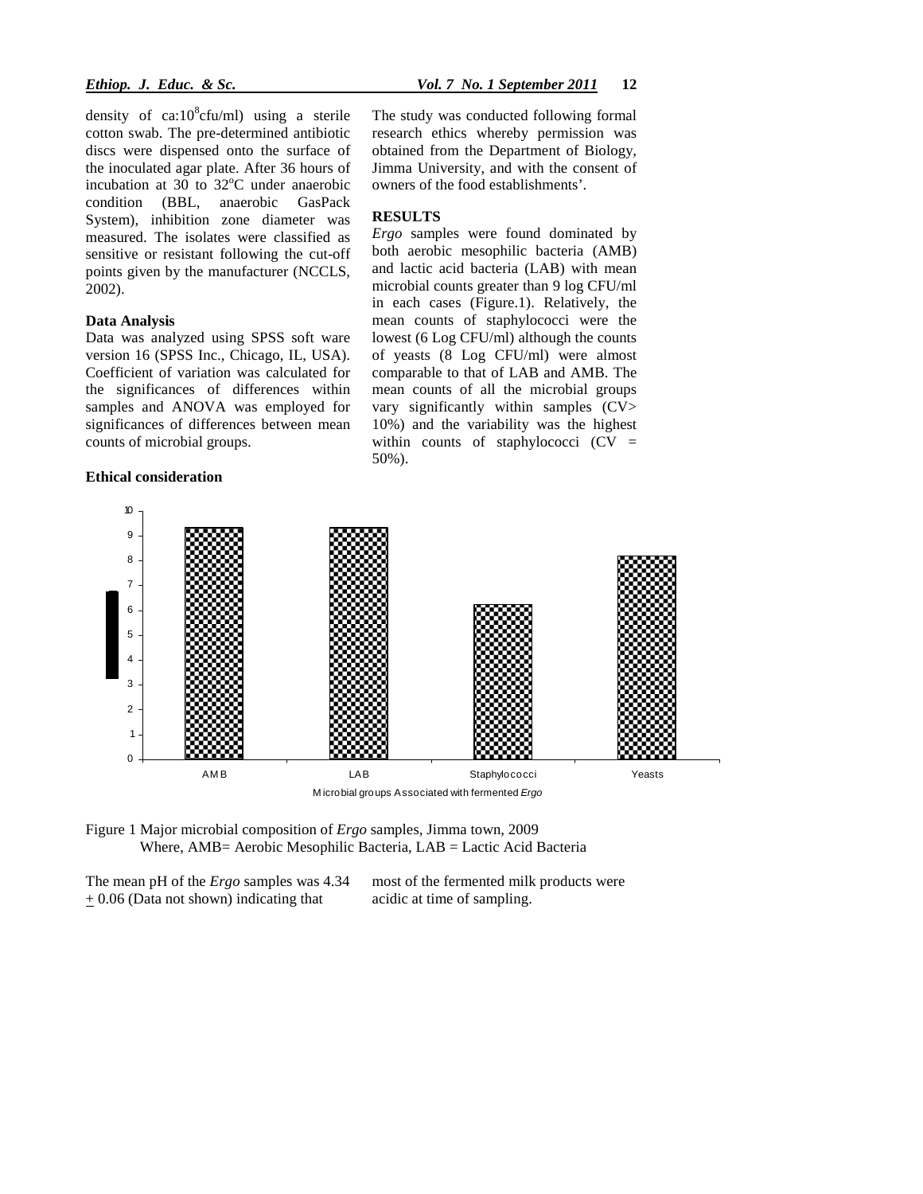density of ca:$10^8$cfu/ml) using a sterile cotton swab. The pre-determined antibiotic discs were dispensed onto the surface of the inoculated agar plate. After 36 hours of incubation at 30 to 32$^o$C under anaerobic condition (BBL, anaerobic GasPack System), inhibition zone diameter was measured. The isolates were classified as sensitive or resistant following the cut-off points given by the manufacturer (NCCLS, 2002).

### Data Analysis

Data was analyzed using SPSS soft ware version 16 (SPSS Inc., Chicago, IL, USA). Coefficient of variation was calculated for the significances of differences within samples and ANOVA was employed for significances of differences between mean counts of microbial groups.

### Ethical consideration

The study was conducted following formal research ethics whereby permission was obtained from the Department of Biology, Jimma University, and with the consent of owners of the food establishments'.

## RESULTS

*Ergo* samples were found dominated by both aerobic mesophilic bacteria (AMB) and lactic acid bacteria (LAB) with mean microbial counts greater than 9 log CFU/ml in each cases (Figure.1). Relatively, the mean counts of staphylococci were the lowest (6 Log CFU/ml) although the counts of yeasts (8 Log CFU/ml) were almost comparable to that of LAB and AMB. The mean counts of all the microbial groups vary significantly within samples (CV> 10%) and the variability was the highest within counts of staphylococci (CV = 50%).

Figure 1 Major microbial composition of *Ergo* samples, Jimma town, 2009
Where, AMB= Aerobic Mesophilic Bacteria, LAB = Lactic Acid Bacteria

The mean pH of the *Ergo* samples was 4.34 $\pm$ 0.06 (Data not shown) indicating that most of the fermented milk products were acidic at time of sampling.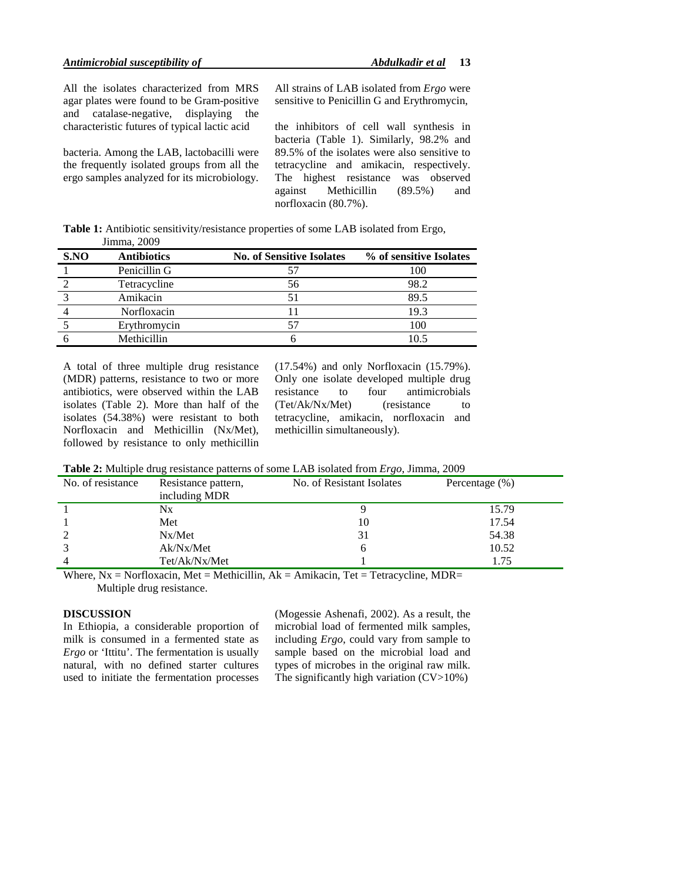All the isolates characterized from MRS agar plates were found to be Gram-positive and catalase-negative, displaying the characteristic futures of typical lactic acid bacteria. Among the LAB, lactobacilli were the frequently isolated groups from all the ergo samples analyzed for its microbiology.

All strains of LAB isolated from *Ergo* were sensitive to Penicillin G and Erythromycin, the inhibitors of cell wall synthesis in bacteria (Table 1). Similarly, 98.2% and 89.5% of the isolates were also sensitive to tetracycline and amikacin, respectively. The highest resistance was observed against Methicillin (89.5%) and norfloxacin (80.7%).

**Table 1:** Antibiotic sensitivity/resistance properties of some LAB isolated from Ergo, Jimma, 2009

| S.NO | Antibiotics | No. of Sensitive Isolates | % of sensitive Isolates |
|---|---|---|---|
| 1 | Penicillin G | 57 | 100 |
| 2 | Tetracycline | 56 | 98.2 |
| 3 | Amikacin | 51 | 89.5 |
| 4 | Norfloxacin | 11 | 19.3 |
| 5 | Erythromycin | 57 | 100 |
| 6 | Methicillin | 6 | 10.5 |

A total of three multiple drug resistance (MDR) patterns, resistance to two or more antibiotics, were observed within the LAB isolates (Table 2). More than half of the isolates (54.38%) were resistant to both Norfloxacin and Methicillin (Nx/Met), followed by resistance to only methicillin (17.54%) and only Norfloxacin (15.79%). Only one isolate developed multiple drug resistance to four antimicrobials (Tet/Ak/Nx/Met) (resistance to tetracycline, amikacin, norfloxacin and methicillin simultaneously).

**Table 2:** Multiple drug resistance patterns of some LAB isolated from *Ergo*, Jimma, 2009

| No. of resistance | Resistance pattern, including MDR | No. of Resistant Isolates | Percentage (%) |
|---|---|---|---|
| 1 | Nx | 9 | 15.79 |
| 1 | Met | 10 | 17.54 |
| 2 | Nx/Met | 31 | 54.38 |
| 3 | Ak/Nx/Met | 6 | 10.52 |
| 4 | Tet/Ak/Nx/Met | 1 | 1.75 |

Where, Nx = Norfloxacin, Met = Methicillin, Ak = Amikacin, Tet = Tetracycline, MDR= Multiple drug resistance.

## DISCUSSION

In Ethiopia, a considerable proportion of milk is consumed in a fermented state as *Ergo* or 'Ittitu'. The fermentation is usually natural, with no defined starter cultures used to initiate the fermentation processes (Mogessie Ashenafi, 2002). As a result, the microbial load of fermented milk samples, including *Ergo*, could vary from sample to sample based on the microbial load and types of microbes in the original raw milk. The significantly high variation (CV>10%)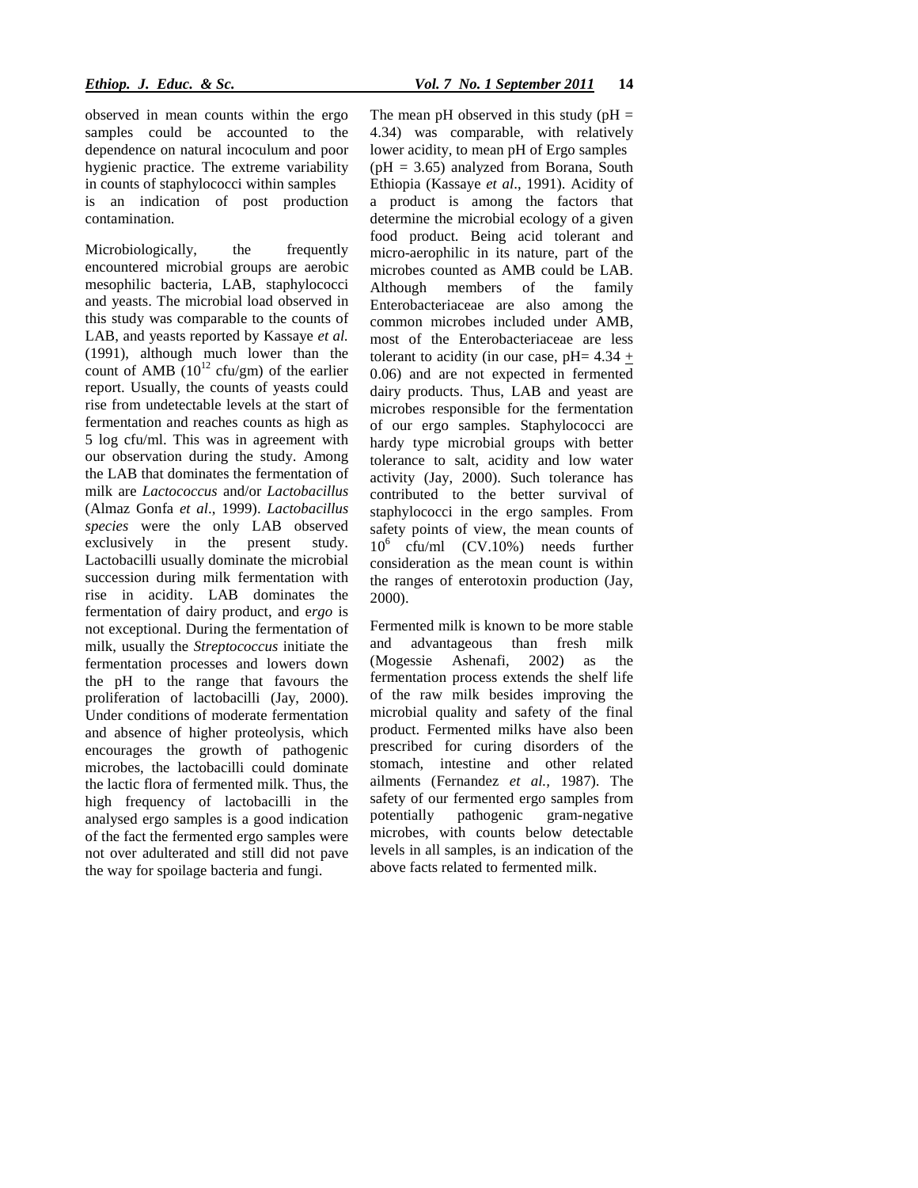observed in mean counts within the ergo samples could be accounted to the dependence on natural incoculum and poor hygienic practice. The extreme variability in counts of staphylococci within samples is an indication of post production contamination.

Microbiologically, the frequently encountered microbial groups are aerobic mesophilic bacteria, LAB, staphylococci and yeasts. The microbial load observed in this study was comparable to the counts of LAB, and yeasts reported by Kassaye *et al.* (1991), although much lower than the count of AMB ($10^{12}$ cfu/gm) of the earlier report. Usually, the counts of yeasts could rise from undetectable levels at the start of fermentation and reaches counts as high as 5 log cfu/ml. This was in agreement with our observation during the study. Among the LAB that dominates the fermentation of milk are *Lactococcus* and/or *Lactobacillus* (Almaz Gonfa *et al*., 1999). *Lactobacillus species* were the only LAB observed exclusively in the present study. Lactobacilli usually dominate the microbial succession during milk fermentation with rise in acidity. LAB dominates the fermentation of dairy product, and e*rgo* is not exceptional. During the fermentation of milk, usually the *Streptococcus* initiate the fermentation processes and lowers down the pH to the range that favours the proliferation of lactobacilli (Jay, 2000). Under conditions of moderate fermentation and absence of higher proteolysis, which encourages the growth of pathogenic microbes, the lactobacilli could dominate the lactic flora of fermented milk. Thus, the high frequency of lactobacilli in the analysed ergo samples is a good indication of the fact the fermented ergo samples were not over adulterated and still did not pave the way for spoilage bacteria and fungi.

The mean pH observed in this study (pH = 4.34) was comparable, with relatively lower acidity, to mean pH of Ergo samples (pH = 3.65) analyzed from Borana, South Ethiopia (Kassaye *et al*., 1991). Acidity of a product is among the factors that determine the microbial ecology of a given food product. Being acid tolerant and micro-aerophilic in its nature, part of the microbes counted as AMB could be LAB. Although members of the family Enterobacteriaceae are also among the common microbes included under AMB, most of the Enterobacteriaceae are less tolerant to acidity (in our case, pH= $4.34 \pm 0.06$) and are not expected in fermented dairy products. Thus, LAB and yeast are microbes responsible for the fermentation of our ergo samples. Staphylococci are hardy type microbial groups with better tolerance to salt, acidity and low water activity (Jay, 2000). Such tolerance has contributed to the better survival of staphylococci in the ergo samples. From safety points of view, the mean counts of $10^6$ cfu/ml (CV.10%) needs further consideration as the mean count is within the ranges of enterotoxin production (Jay, 2000).

Fermented milk is known to be more stable and advantageous than fresh milk (Mogessie Ashenafi, 2002) as the fermentation process extends the shelf life of the raw milk besides improving the microbial quality and safety of the final product. Fermented milks have also been prescribed for curing disorders of the stomach, intestine and other related ailments (Fernandez *et al.*, 1987). The safety of our fermented ergo samples from potentially pathogenic gram-negative microbes, with counts below detectable levels in all samples, is an indication of the above facts related to fermented milk.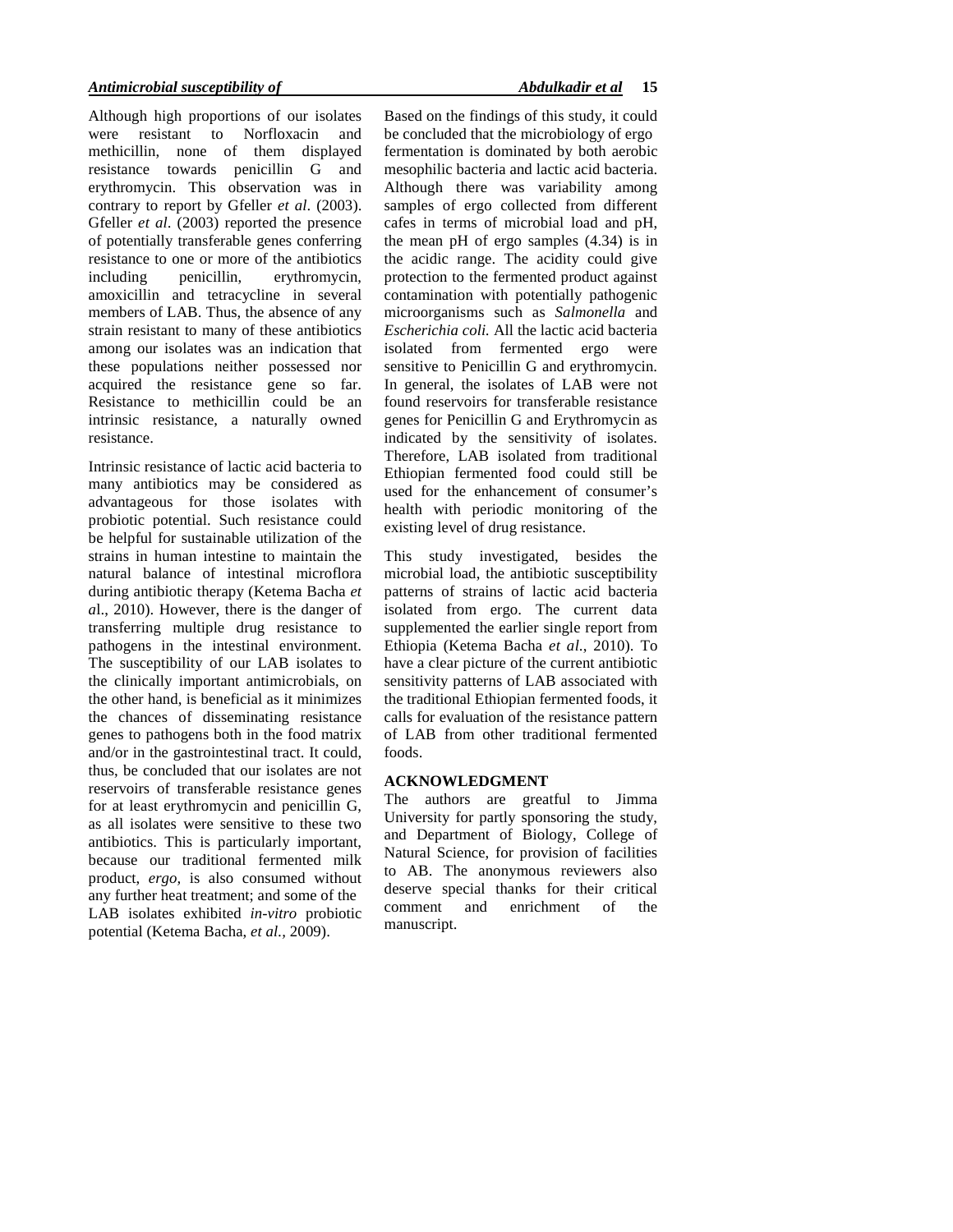Although high proportions of our isolates were resistant to Norfloxacin and methicillin, none of them displayed resistance towards penicillin G and erythromycin. This observation was in contrary to report by Gfeller *et al*. (2003). Gfeller *et al*. (2003) reported the presence of potentially transferable genes conferring resistance to one or more of the antibiotics including penicillin, erythromycin, amoxicillin and tetracycline in several members of LAB. Thus, the absence of any strain resistant to many of these antibiotics among our isolates was an indication that these populations neither possessed nor acquired the resistance gene so far. Resistance to methicillin could be an intrinsic resistance, a naturally owned resistance.

Intrinsic resistance of lactic acid bacteria to many antibiotics may be considered as advantageous for those isolates with probiotic potential. Such resistance could be helpful for sustainable utilization of the strains in human intestine to maintain the natural balance of intestinal microflora during antibiotic therapy (Ketema Bacha *et al*., 2010). However, there is the danger of transferring multiple drug resistance to pathogens in the intestinal environment. The susceptibility of our LAB isolates to the clinically important antimicrobials, on the other hand, is beneficial as it minimizes the chances of disseminating resistance genes to pathogens both in the food matrix and/or in the gastrointestinal tract. It could, thus, be concluded that our isolates are not reservoirs of transferable resistance genes for at least erythromycin and penicillin G, as all isolates were sensitive to these two antibiotics. This is particularly important, because our traditional fermented milk product, *ergo,* is also consumed without any further heat treatment; and some of the LAB isolates exhibited *in-vitro* probiotic potential (Ketema Bacha, *et al.,* 2009).

Based on the findings of this study, it could be concluded that the microbiology of ergo fermentation is dominated by both aerobic mesophilic bacteria and lactic acid bacteria. Although there was variability among samples of ergo collected from different cafes in terms of microbial load and pH, the mean pH of ergo samples (4.34) is in the acidic range. The acidity could give protection to the fermented product against contamination with potentially pathogenic microorganisms such as *Salmonella* and *Escherichia coli.* All the lactic acid bacteria isolated from fermented ergo were sensitive to Penicillin G and erythromycin. In general, the isolates of LAB were not found reservoirs for transferable resistance genes for Penicillin G and Erythromycin as indicated by the sensitivity of isolates. Therefore, LAB isolated from traditional Ethiopian fermented food could still be used for the enhancement of consumer's health with periodic monitoring of the existing level of drug resistance.

This study investigated, besides the microbial load, the antibiotic susceptibility patterns of strains of lactic acid bacteria isolated from ergo. The current data supplemented the earlier single report from Ethiopia (Ketema Bacha *et al.*, 2010). To have a clear picture of the current antibiotic sensitivity patterns of LAB associated with the traditional Ethiopian fermented foods, it calls for evaluation of the resistance pattern of LAB from other traditional fermented foods.

## ACKNOWLEDGMENT

The authors are greatful to Jimma University for partly sponsoring the study, and Department of Biology, College of Natural Science, for provision of facilities to AB. The anonymous reviewers also deserve special thanks for their critical comment and enrichment of the manuscript.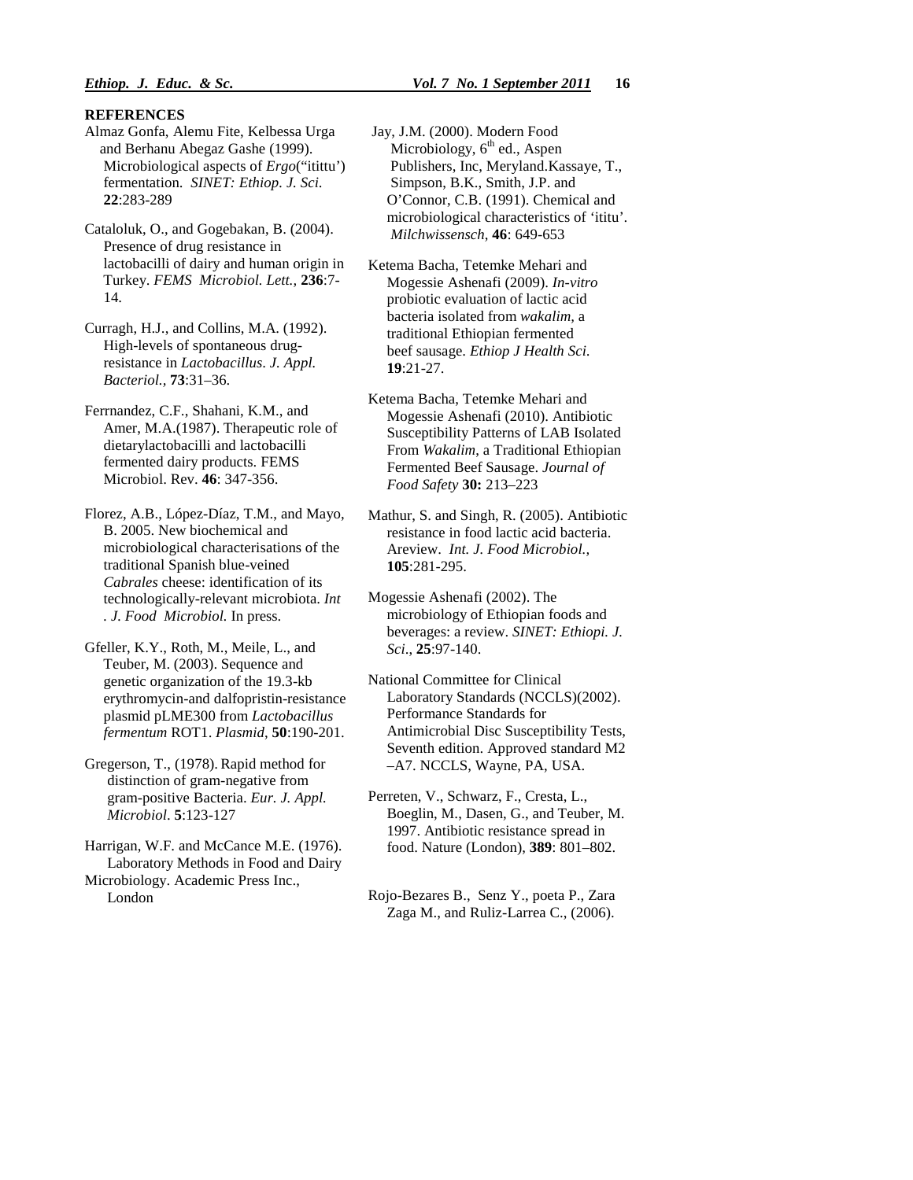## REFERENCES

Almaz Gonfa, Alemu Fite, Kelbessa Urga and Berhanu Abegaz Gashe (1999). Microbiological aspects of *Ergo*("itittu') fermentation. *SINET: Ethiop. J. Sci.* **22**:283-289

Cataloluk, O., and Gogebakan, B. (2004). Presence of drug resistance in lactobacilli of dairy and human origin in Turkey. *FEMS Microbiol. Lett.,* **236**:7-14.

Curragh, H.J., and Collins, M.A. (1992). High-levels of spontaneous drug-resistance in *Lactobacillus*. *J. Appl. Bacteriol.,* **73**:31–36.

Ferrnandez, C.F., Shahani, K.M., and Amer, M.A.(1987). Therapeutic role of dietarylactobacilli and lactobacilli fermented dairy products. FEMS Microbiol. Rev. **46**: 347-356.

Florez, A.B., López-Díaz, T.M., and Mayo, B. 2005. New biochemical and microbiological characterisations of the traditional Spanish blue-veined *Cabrales* cheese: identification of its technologically-relevant microbiota. *Int . J. Food Microbiol.* In press.

Gfeller, K.Y., Roth, M., Meile, L., and Teuber, M. (2003). Sequence and genetic organization of the 19.3-kb erythromycin-and dalfopristin-resistance plasmid pLME300 from *Lactobacillus fermentum* ROT1. *Plasmid*, **50**:190-201.

Gregerson, T., (1978). Rapid method for distinction of gram-negative from gram-positive Bacteria. *Eur. J. Appl. Microbiol*. **5**:123-127

Harrigan, W.F. and McCance M.E. (1976). Laboratory Methods in Food and Dairy Microbiology. Academic Press Inc., London

Jay, J.M. (2000). Modern Food Microbiology, 6[th] ed., Aspen Publishers, Inc, Meryland.Kassaye, T., Simpson, B.K., Smith, J.P. and O'Connor, C.B. (1991). Chemical and microbiological characteristics of 'ititu'. *Milchwissensch*, **46**: 649-653

Ketema Bacha, Tetemke Mehari and Mogessie Ashenafi (2009). *In-vitro* probiotic evaluation of lactic acid bacteria isolated from *wakalim*, a traditional Ethiopian fermented beef sausage. *Ethiop J Health Sci.* **19**:21-27.

Ketema Bacha, Tetemke Mehari and Mogessie Ashenafi (2010). Antibiotic Susceptibility Patterns of LAB Isolated From *Wakalim*, a Traditional Ethiopian Fermented Beef Sausage. *Journal of Food Safety* **30:** 213–223

Mathur, S. and Singh, R. (2005). Antibiotic resistance in food lactic acid bacteria. Areview. *Int. J. Food Microbiol.,* **105**:281-295.

Mogessie Ashenafi (2002). The microbiology of Ethiopian foods and beverages: a review. *SINET: Ethiopi. J. Sci*., **25**:97-140.

National Committee for Clinical Laboratory Standards (NCCLS)(2002). Performance Standards for Antimicrobial Disc Susceptibility Tests, Seventh edition. Approved standard M2 –A7. NCCLS, Wayne, PA, USA.

Perreten, V., Schwarz, F., Cresta, L., Boeglin, M., Dasen, G., and Teuber, M. 1997. Antibiotic resistance spread in food. Nature (London), **389**: 801–802.

Rojo-Bezares B., Senz Y., poeta P., Zara Zaga M., and Ruliz-Larrea C., (2006).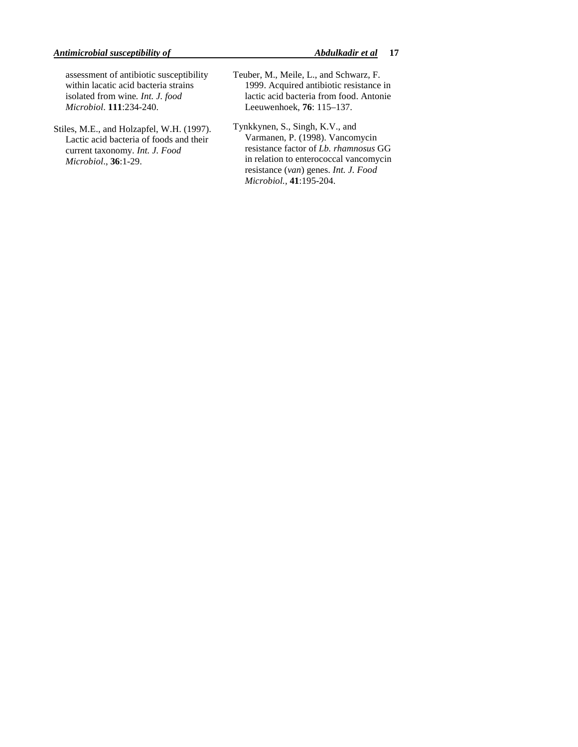assessment of antibiotic susceptibility within lacatic acid bacteria strains isolated from wine. *Int. J. food Microbiol*. **111**:234-240.

Stiles, M.E., and Holzapfel, W.H. (1997). Lactic acid bacteria of foods and their current taxonomy. *Int. J. Food Microbiol*., **36**:1-29.

Teuber, M., Meile, L., and Schwarz, F. 1999. Acquired antibiotic resistance in lactic acid bacteria from food. Antonie Leeuwenhoek, **76**: 115–137.

Tynkkynen, S., Singh, K.V., and Varmanen, P. (1998). Vancomycin resistance factor of *Lb. rhamnosus* GG in relation to enterococcal vancomycin resistance (*van*) genes. *Int. J. Food Microbiol.*, **41**:195-204.